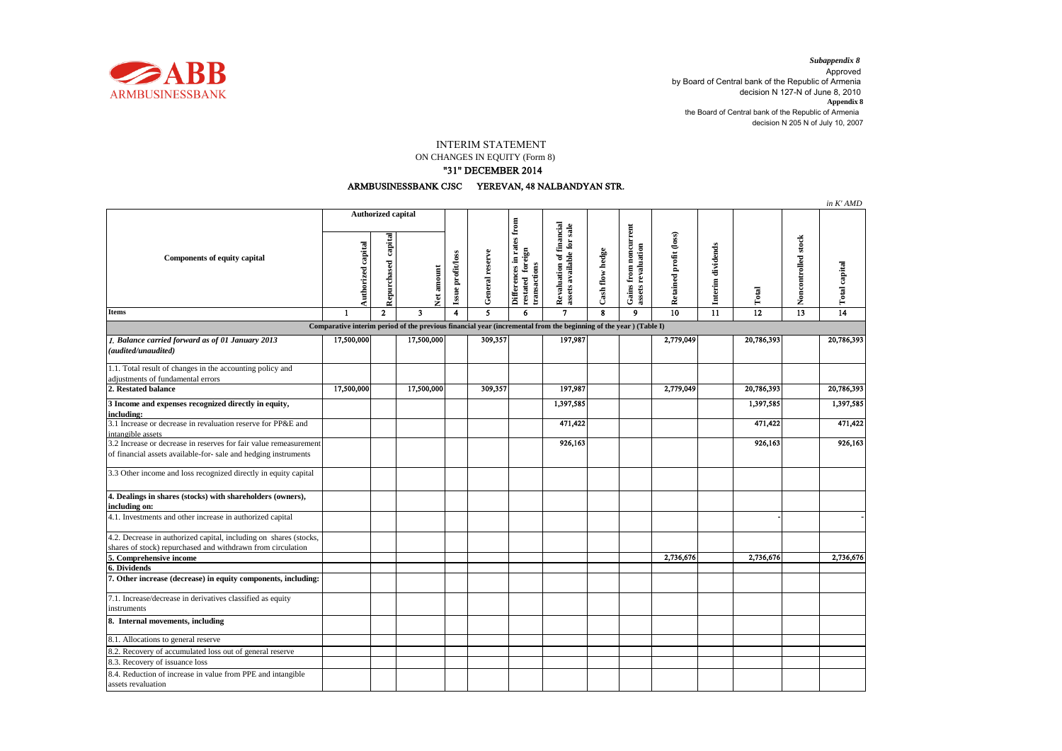ARMBUSINESSBANK

*Subappendix 8*
Approved
by Board of Central bank of the Republic of Armenia
decision N 127-N of June 8, 2010
**Appendix 8**
the Board of Central bank of the Republic of Armenia
decision N 205 N of July 10, 2007

# INTERIM STATEMENT

## ON CHANGES IN EQUITY (Form 8)

## "31" DECEMBER 2014

### ARMBUSINESSBANK CJSC YEREVAN, 48 NALBANDYAN STR.

*in K' AMD*

| Components of equity capital | Authorized capital | | | Issue profit/loss | General reserve | Differences in rates from restated foreign transactions | Revaluation of financial assets available for sale | Cash flow hedge | Gains from noncurrent assets revaluation | Retained profit (loss) | Interim dividends | Total | Noncontrolled stock | Total capital |
|---|---|---|---|---|---|---|---|---|---|---|---|---|---|---|
| | Authorized capital | Repurchased capital | Net amount | | | | | | | | | | | |
| Items | 1 | 2 | 3 | 4 | 5 | 6 | 7 | 8 | 9 | 10 | 11 | 12 | 13 | 14 |
| Comparative interim period of the previous financial year (incremental from the beginning of the year ) (Table I) | | | | | | | | | | | | | | |
| *1. Balance carried forward as of 01 January 2013 (audited/unaudited)* | 17,500,000 | | 17,500,000 | | 309,357 | | 197,987 | | | 2,779,049 | | 20,786,393 | | 20,786,393 |
| 1.1. Total result of changes in the accounting policy and adjustments of fundamental errors | | | | | | | | | | | | | | |
| **2. Restated balance** | 17,500,000 | | 17,500,000 | | 309,357 | | 197,987 | | | 2,779,049 | | 20,786,393 | | 20,786,393 |
| **3 Income and expenses recognized directly in equity, including:** | | | | | | | 1,397,585 | | | | | 1,397,585 | | 1,397,585 |
| 3.1 Increase or decrease in revaluation reserve for PP&E and intangible assets | | | | | | | 471,422 | | | | | 471,422 | | 471,422 |
| 3.2 Increase or decrease in reserves for fair value remeasurement of financial assets available-for- sale and hedging instruments | | | | | | | 926,163 | | | | | 926,163 | | 926,163 |
| 3.3 Other income and loss recognized directly in equity capital | | | | | | | | | | | | | | |
| **4. Dealings in shares (stocks) with shareholders (owners), including on:** | | | | | | | | | | | | | | |
| 4.1. Investments and other increase in authorized capital | | | | | | | | | | | | - | | - |
| 4.2. Decrease in authorized capital, including on shares (stocks, shares of stock) repurchased and withdrawn from circulation | | | | | | | | | | | | | | |
| **5. Comprehensive income** | | | | | | | | | | 2,736,676 | | 2,736,676 | | 2,736,676 |
| **6. Dividends** | | | | | | | | | | | | | | |
| **7. Other increase (decrease) in equity components, including:** | | | | | | | | | | | | | | |
| 7.1. Increase/decrease in derivatives classified as equity instruments | | | | | | | | | | | | | | |
| **8. Internal movements, including** | | | | | | | | | | | | | | |
| 8.1. Allocations to general reserve | | | | | | | | | | | | | | |
| 8.2. Recovery of accumulated loss out of general reserve | | | | | | | | | | | | | | |
| 8.3. Recovery of issuance loss | | | | | | | | | | | | | | |
| 8.4. Reduction of increase in value from PPE and intangible assets revaluation | | | | | | | | | | | | | | |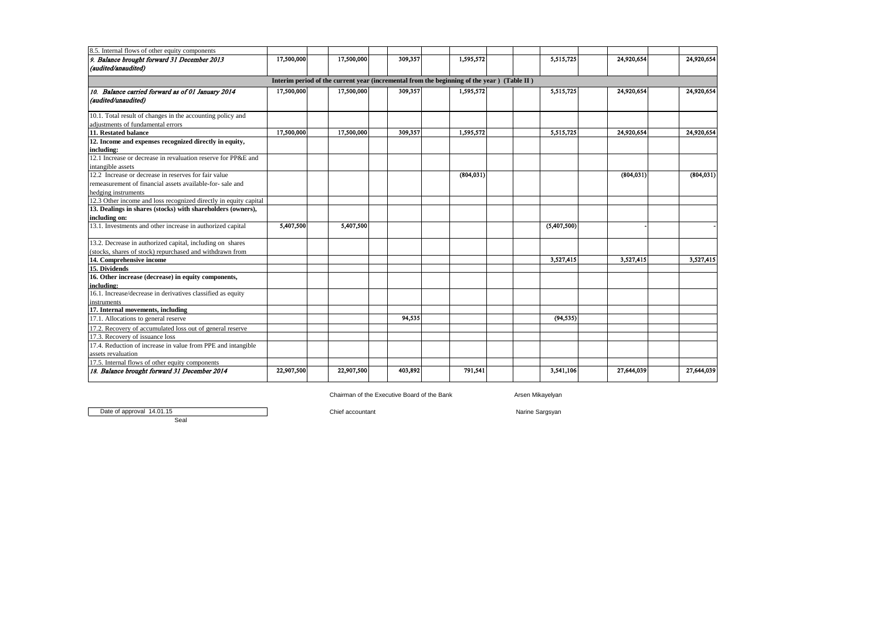| | | | | | | | | | | | | | | |
|---|---|---|---|---|---|---|---|---|---|---|---|---|---|---|
| 8.5. Internal flows of other equity components | | | | | | | | | | | | | | |
| *9. Balance brought forward 31 December 2013 (audited/anaudited)* | 17,500,000 | | 17,500,000 | | 309,357 | | 1,595,572 | | | 5,515,725 | | 24,920,654 | | 24,920,654 |
| **Interim period of the current year (incremental from the beginning of the year ) (Table II )** | | | | | | | | | | | | | | |
| *10. Balance carried forward as of 01 January 2014 (audited/unaudited)* | 17,500,000 | | 17,500,000 | | 309,357 | | 1,595,572 | | | 5,515,725 | | 24,920,654 | | 24,920,654 |
| 10.1. Total result of changes in the accounting policy and adjustments of fundamental errors | | | | | | | | | | | | | | |
| **11. Restated balance** | 17,500,000 | | 17,500,000 | | 309,357 | | 1,595,572 | | | 5,515,725 | | 24,920,654 | | 24,920,654 |
| **12. Income and expenses recognized directly in equity, including:** | | | | | | | | | | | | | | |
| 12.1 Increase or decrease in revaluation reserve for PP&E and intangible assets | | | | | | | | | | | | | | |
| 12.2 Increase or decrease in reserves for fair value remeasurement of financial assets available-for- sale and hedging instruments | | | | | | | (804,031) | | | | | (804,031) | | (804,031) |
| 12.3 Other income and loss recognized directly in equity capital | | | | | | | | | | | | | | |
| **13. Dealings in shares (stocks) with shareholders (owners), including on:** | | | | | | | | | | | | | | |
| 13.1. Investments and other increase in authorized capital | 5,407,500 | | 5,407,500 | | | | | | | (5,407,500) | | - | | - |
| 13.2. Decrease in authorized capital, including on shares (stocks, shares of stock) repurchased and withdrawn from | | | | | | | | | | | | | | |
| **14. Comprehensive income** | | | | | | | | | | 3,527,415 | | 3,527,415 | | 3,527,415 |
| **15. Dividends** | | | | | | | | | | | | | | |
| **16. Other increase (decrease) in equity components, including:** | | | | | | | | | | | | | | |
| 16.1. Increase/decrease in derivatives classified as equity instruments | | | | | | | | | | | | | | |
| **17. Internal movements, including** | | | | | | | | | | | | | | |
| 17.1. Allocations to general reserve | | | | | 94,535 | | | | | (94,535) | | | | |
| 17.2. Recovery of accumulated loss out of general reserve | | | | | | | | | | | | | | |
| 17.3. Recovery of issuance loss | | | | | | | | | | | | | | |
| 17.4. Reduction of increase in value from PPE and intangible assets revaluation | | | | | | | | | | | | | | |
| 17.5. Internal flows of other equity components | | | | | | | | | | | | | | |
| *18. Balance brought forward 31 December 2014* | 22,907,500 | | 22,907,500 | | 403,892 | | 791,541 | | | 3,541,106 | | 27,644,039 | | 27,644,039 |

Chairman of the Executive Board of the Bank Arsen Mikayelyan

Date of approval 14.01.15

Chief accountant Narine Sargsyan

Seal